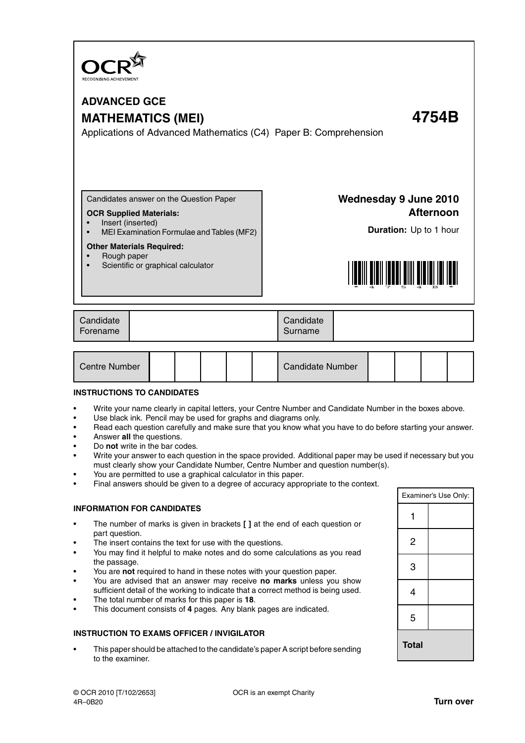OCR RECOGNISING ACHIEVEMENT

# ADVANCED GCE

# MATHEMATICS (MEI) 4754B

Applications of Advanced Mathematics (C4) Paper B: Comprehension

Candidates answer on the Question Paper

**OCR Supplied Materials:**

- Insert (inserted)
- MEI Examination Formulae and Tables (MF2)

**Other Materials Required:**

- Rough paper
- Scientific or graphical calculator

**Wednesday 9 June 2010**
**Afternoon**

**Duration:** Up to 1 hour

| Candidate Forename | | Candidate Surname | |
|---|---|---|---|

| Centre Number | | | | | | Candidate Number | | | | |
|---|---|---|---|---|---|---|---|---|---|---|

**INSTRUCTIONS TO CANDIDATES**

- Write your name clearly in capital letters, your Centre Number and Candidate Number in the boxes above.
- Use black ink. Pencil may be used for graphs and diagrams only.
- Read each question carefully and make sure that you know what you have to do before starting your answer.
- Answer **all** the questions.
- Do **not** write in the bar codes.
- Write your answer to each question in the space provided. Additional paper may be used if necessary but you must clearly show your Candidate Number, Centre Number and question number(s).
- You are permitted to use a graphical calculator in this paper.
- Final answers should be given to a degree of accuracy appropriate to the context.

**INFORMATION FOR CANDIDATES**

- The number of marks is given in brackets **[ ]** at the end of each question or part question.
- The insert contains the text for use with the questions.
- You may find it helpful to make notes and do some calculations as you read the passage.
- You are **not** required to hand in these notes with your question paper.
- You are advised that an answer may receive **no marks** unless you show sufficient detail of the working to indicate that a correct method is being used.
- The total number of marks for this paper is **18**.
- This document consists of **4** pages. Any blank pages are indicated.

**INSTRUCTION TO EXAMS OFFICER / INVIGILATOR**

- This paper should be attached to the candidate's paper A script before sending to the examiner.

| Examiner's Use Only: | |
|---|---|
| 1 | |
| 2 | |
| 3 | |
| 4 | |
| 5 | |
| **Total** | |

© OCR 2010 [T/102/2653]
4R–0B20

OCR is an exempt Charity

**Turn over**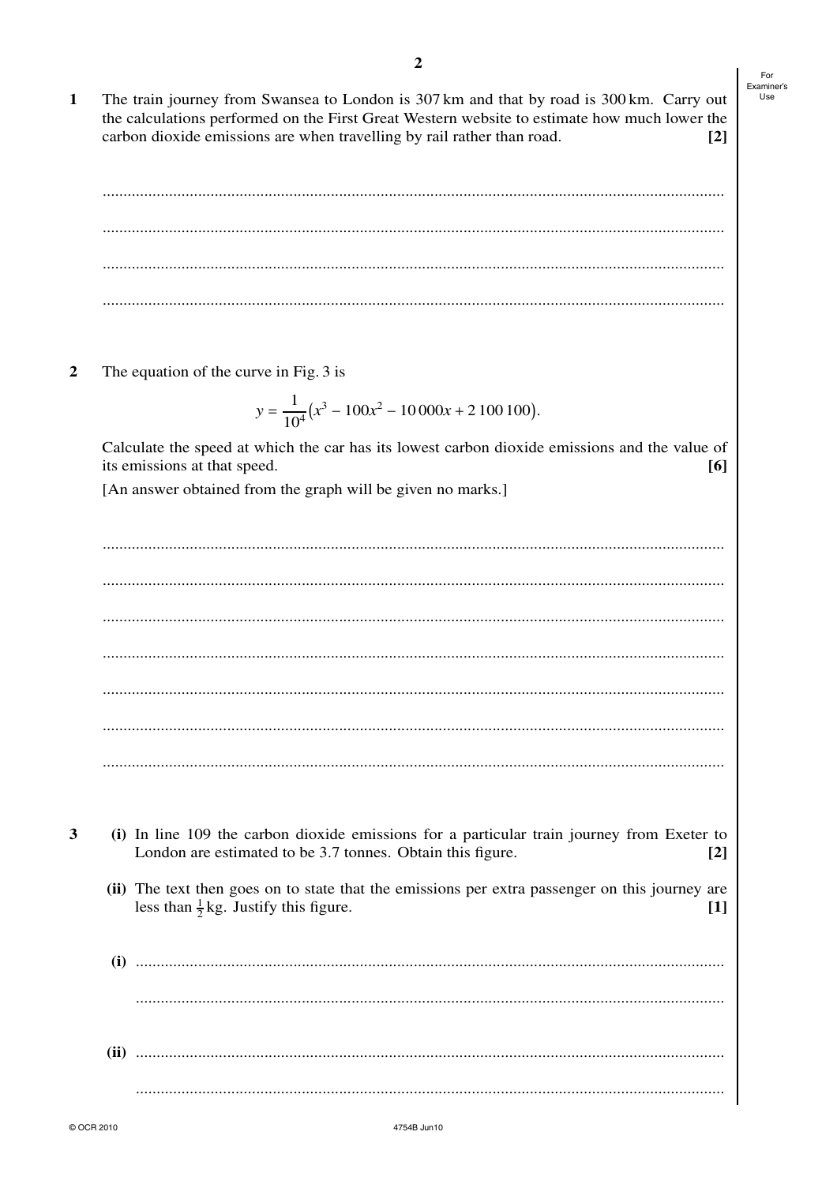**1** The train journey from Swansea to London is 307 km and that by road is 300 km. Carry out the calculations performed on the First Great Western website to estimate how much lower the carbon dioxide emissions are when travelling by rail rather than road. **[2]**

..........................................................................................................................................

..........................................................................................................................................

..........................................................................................................................................

..........................................................................................................................................

**2** The equation of the curve in Fig. 3 is

$$y = \frac{1}{10^4}\left(x^3 - 100x^2 - 10\,000x + 2\,100\,100\right).$$

Calculate the speed at which the car has its lowest carbon dioxide emissions and the value of its emissions at that speed. **[6]**

[An answer obtained from the graph will be given no marks.]

..........................................................................................................................................

..........................................................................................................................................

..........................................................................................................................................

..........................................................................................................................................

..........................................................................................................................................

..........................................................................................................................................

..........................................................................................................................................

**3** **(i)** In line 109 the carbon dioxide emissions for a particular train journey from Exeter to London are estimated to be 3.7 tonnes. Obtain this figure. **[2]**

**(ii)** The text then goes on to state that the emissions per extra passenger on this journey are less than $\frac{1}{2}$ kg. Justify this figure. **[1]**

**(i)** ..........................................................................................................................................

..........................................................................................................................................

**(ii)** ..........................................................................................................................................

..........................................................................................................................................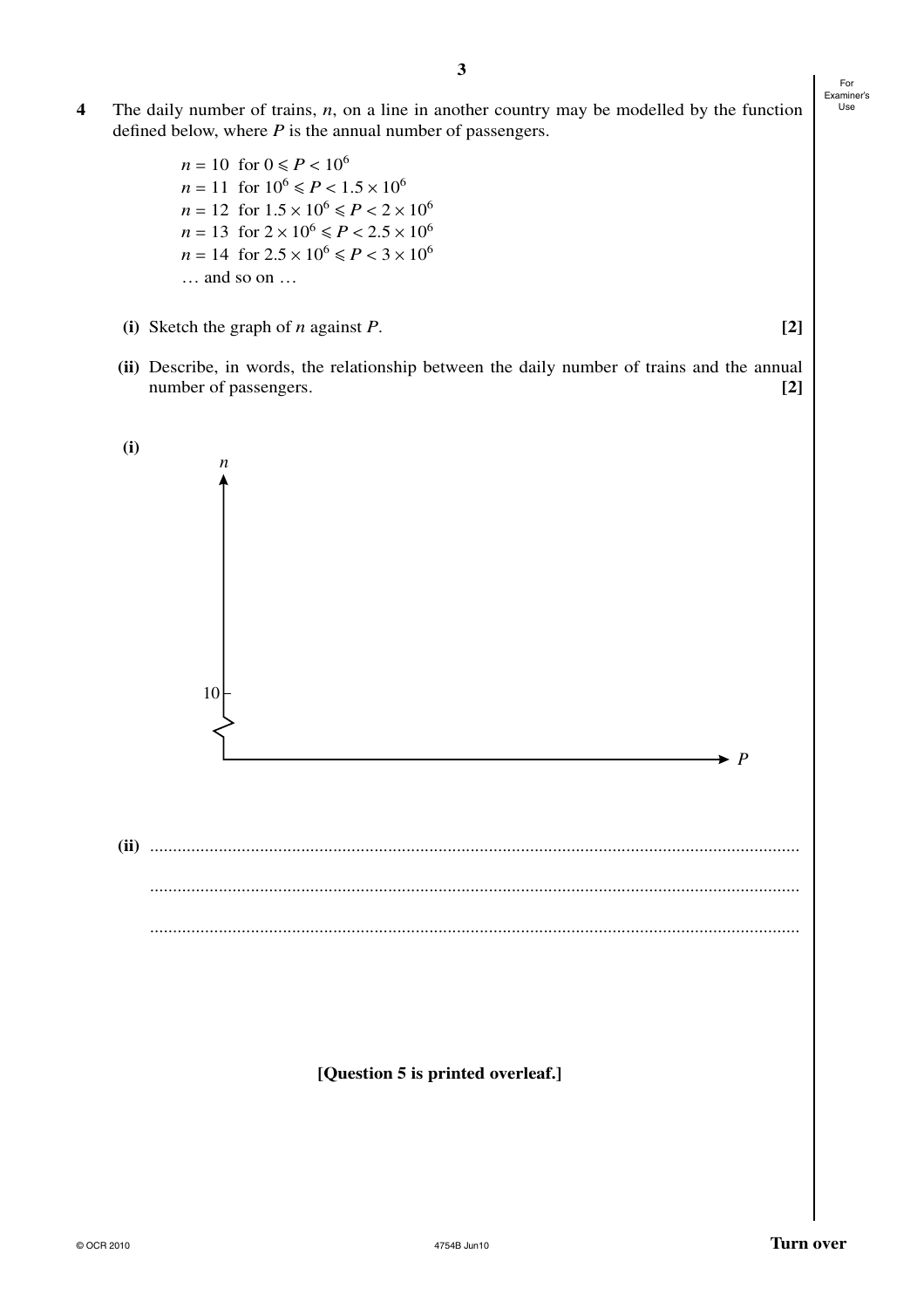**4** The daily number of trains, $n$, on a line in another country may be modelled by the function defined below, where $P$ is the annual number of passengers.

$n = 10$ for $0 \leqslant P < 10^6$
$n = 11$ for $10^6 \leqslant P < 1.5 \times 10^6$
$n = 12$ for $1.5 \times 10^6 \leqslant P < 2 \times 10^6$
$n = 13$ for $2 \times 10^6 \leqslant P < 2.5 \times 10^6$
$n = 14$ for $2.5 \times 10^6 \leqslant P < 3 \times 10^6$
… and so on …

**(i)** Sketch the graph of $n$ against $P$. **[2]**

**(ii)** Describe, in words, the relationship between the daily number of trains and the annual number of passengers. **[2]**

**(i)**

$n$

10

$P$

**(ii)** ..............................................................................................................................

..............................................................................................................................

..............................................................................................................................

**[Question 5 is printed overleaf.]**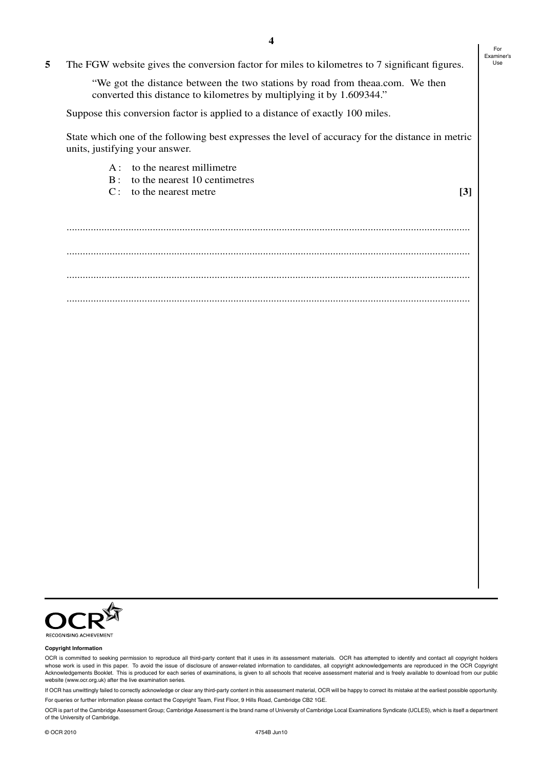**5** The FGW website gives the conversion factor for miles to kilometres to 7 significant figures.

> "We got the distance between the two stations by road from theaa.com. We then converted this distance to kilometres by multiplying it by 1.609344."

Suppose this conversion factor is applied to a distance of exactly 100 miles.

State which one of the following best expresses the level of accuracy for the distance in metric units, justifying your answer.

A : to the nearest millimetre
B : to the nearest 10 centimetres
C : to the nearest metre **[3]**

..............................................................................................................................................

..............................................................................................................................................

..............................................................................................................................................

..............................................................................................................................................

**Copyright Information**

OCR is committed to seeking permission to reproduce all third-party content that it uses in its assessment materials. OCR has attempted to identify and contact all copyright holders whose work is used in this paper. To avoid the issue of disclosure of answer-related information to candidates, all copyright acknowledgements are reproduced in the OCR Copyright Acknowledgements Booklet. This is produced for each series of examinations, is given to all schools that receive assessment material and is freely available to download from our public website (www.ocr.org.uk) after the live examination series.

If OCR has unwittingly failed to correctly acknowledge or clear any third-party content in this assessment material, OCR will be happy to correct its mistake at the earliest possible opportunity.

For queries or further information please contact the Copyright Team, First Floor, 9 Hills Road, Cambridge CB2 1GE.

OCR is part of the Cambridge Assessment Group; Cambridge Assessment is the brand name of University of Cambridge Local Examinations Syndicate (UCLES), which is itself a department of the University of Cambridge.

© OCR 2010 4754B Jun10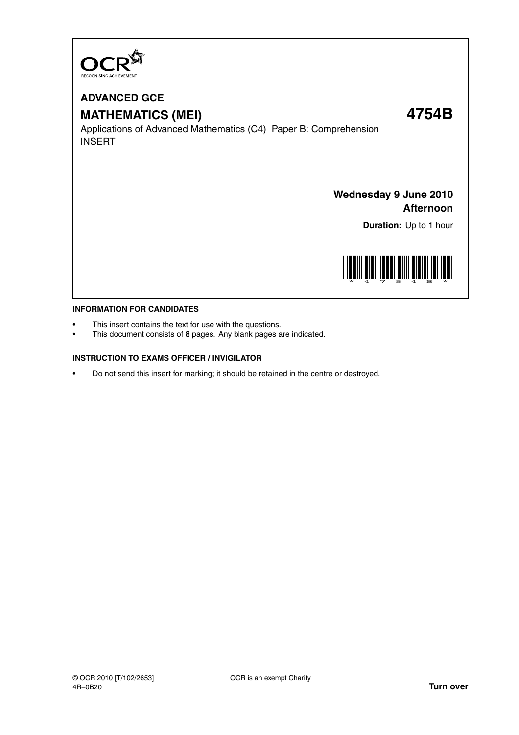# ADVANCED GCE

# MATHEMATICS (MEI) 4754B

Applications of Advanced Mathematics (C4) Paper B: Comprehension
INSERT

**Wednesday 9 June 2010**
**Afternoon**

**Duration:** Up to 1 hour

## INFORMATION FOR CANDIDATES

- This insert contains the text for use with the questions.
- This document consists of **8** pages. Any blank pages are indicated.

## INSTRUCTION TO EXAMS OFFICER / INVIGILATOR

- Do not send this insert for marking; it should be retained in the centre or destroyed.

© OCR 2010 [T/102/2653]
4R–0B20

OCR is an exempt Charity

**Turn over**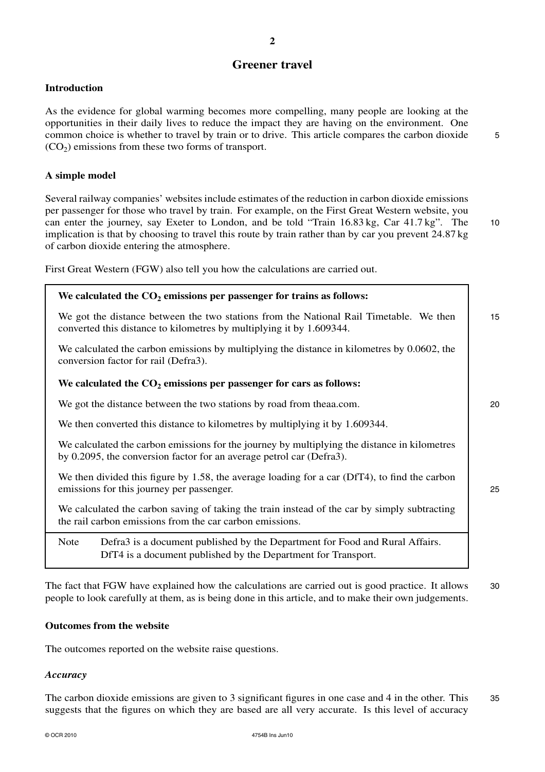# Greener travel

## Introduction

As the evidence for global warming becomes more compelling, many people are looking at the opportunities in their daily lives to reduce the impact they are having on the environment. One common choice is whether to travel by train or to drive. This article compares the carbon dioxide ($CO_2$) emissions from these two forms of transport.

## A simple model

Several railway companies' websites include estimates of the reduction in carbon dioxide emissions per passenger for those who travel by train. For example, on the First Great Western website, you can enter the journey, say Exeter to London, and be told "Train 16.83 kg, Car 41.7 kg". The implication is that by choosing to travel this route by train rather than by car you prevent 24.87 kg of carbon dioxide entering the atmosphere.

First Great Western (FGW) also tell you how the calculations are carried out.

> **We calculated the $CO_2$ emissions per passenger for trains as follows:**
>
> We got the distance between the two stations from the National Rail Timetable. We then converted this distance to kilometres by multiplying it by 1.609344.
>
> We calculated the carbon emissions by multiplying the distance in kilometres by 0.0602, the conversion factor for rail (Defra3).
>
> **We calculated the $CO_2$ emissions per passenger for cars as follows:**
>
> We got the distance between the two stations by road from theaa.com.
>
> We then converted this distance to kilometres by multiplying it by 1.609344.
>
> We calculated the carbon emissions for the journey by multiplying the distance in kilometres by 0.2095, the conversion factor for an average petrol car (Defra3).
>
> We then divided this figure by 1.58, the average loading for a car (DfT4), to find the carbon emissions for this journey per passenger.
>
> We calculated the carbon saving of taking the train instead of the car by simply subtracting the rail carbon emissions from the car carbon emissions.
>
> Note Defra3 is a document published by the Department for Food and Rural Affairs.
> DfT4 is a document published by the Department for Transport.

The fact that FGW have explained how the calculations are carried out is good practice. It allows people to look carefully at them, as is being done in this article, and to make their own judgements.

## Outcomes from the website

The outcomes reported on the website raise questions.

### *Accuracy*

The carbon dioxide emissions are given to 3 significant figures in one case and 4 in the other. This suggests that the figures on which they are based are all very accurate. Is this level of accuracy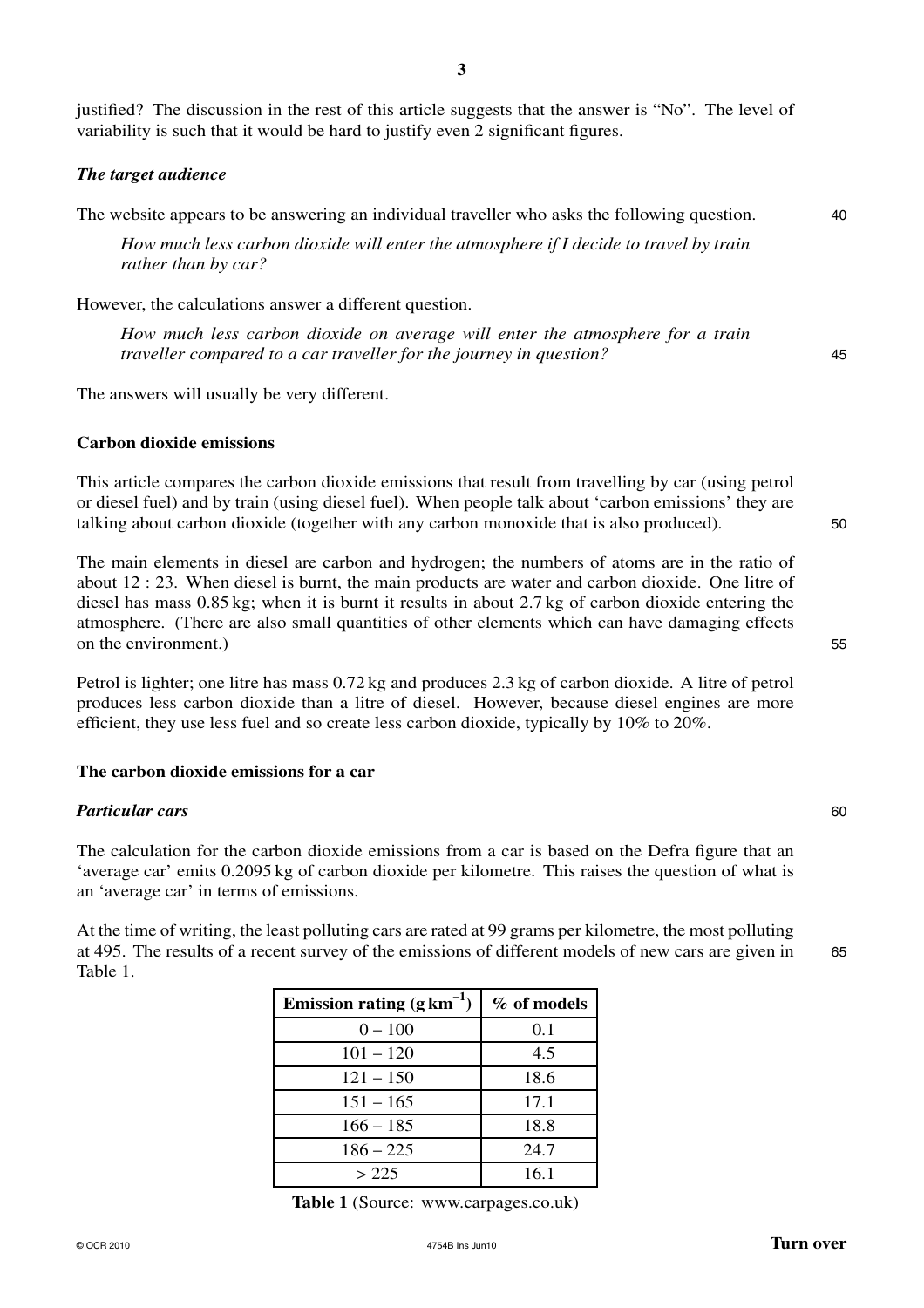justified? The discussion in the rest of this article suggests that the answer is "No". The level of variability is such that it would be hard to justify even 2 significant figures.

### *The target audience*

The website appears to be answering an individual traveller who asks the following question.

> *How much less carbon dioxide will enter the atmosphere if I decide to travel by train rather than by car?*

However, the calculations answer a different question.

> *How much less carbon dioxide on average will enter the atmosphere for a train traveller compared to a car traveller for the journey in question?*

The answers will usually be very different.

## Carbon dioxide emissions

This article compares the carbon dioxide emissions that result from travelling by car (using petrol or diesel fuel) and by train (using diesel fuel). When people talk about 'carbon emissions' they are talking about carbon dioxide (together with any carbon monoxide that is also produced).

The main elements in diesel are carbon and hydrogen; the numbers of atoms are in the ratio of about 12 : 23. When diesel is burnt, the main products are water and carbon dioxide. One litre of diesel has mass 0.85 kg; when it is burnt it results in about 2.7 kg of carbon dioxide entering the atmosphere. (There are also small quantities of other elements which can have damaging effects on the environment.)

Petrol is lighter; one litre has mass 0.72 kg and produces 2.3 kg of carbon dioxide. A litre of petrol produces less carbon dioxide than a litre of diesel. However, because diesel engines are more efficient, they use less fuel and so create less carbon dioxide, typically by 10% to 20%.

## The carbon dioxide emissions for a car

### *Particular cars*

The calculation for the carbon dioxide emissions from a car is based on the Defra figure that an 'average car' emits 0.2095 kg of carbon dioxide per kilometre. This raises the question of what is an 'average car' in terms of emissions.

At the time of writing, the least polluting cars are rated at 99 grams per kilometre, the most polluting at 495. The results of a recent survey of the emissions of different models of new cars are given in Table 1.

| Emission rating ($g\,km^{-1}$) | % of models |
|---|---|
| 0 – 100 | 0.1 |
| 101 – 120 | 4.5 |
| 121 – 150 | 18.6 |
| 151 – 165 | 17.1 |
| 166 – 185 | 18.8 |
| 186 – 225 | 24.7 |
| > 225 | 16.1 |

**Table 1** (Source: www.carpages.co.uk)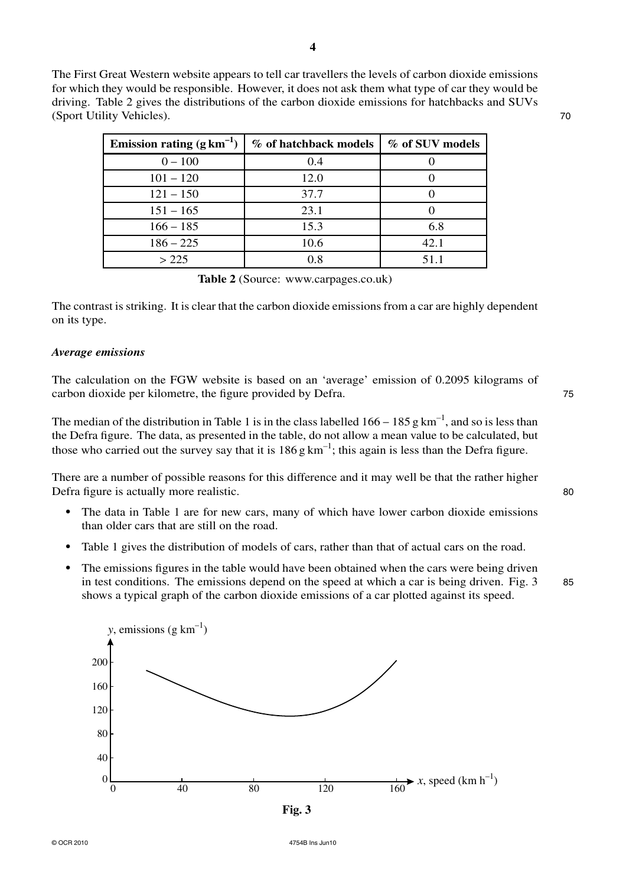The First Great Western website appears to tell car travellers the levels of carbon dioxide emissions for which they would be responsible. However, it does not ask them what type of car they would be driving. Table 2 gives the distributions of the carbon dioxide emissions for hatchbacks and SUVs (Sport Utility Vehicles).

| Emission rating ($\text{g km}^{-1}$) | % of hatchback models | % of SUV models |
|---|---|---|
| 0 – 100 | 0.4 | 0 |
| 101 – 120 | 12.0 | 0 |
| 121 – 150 | 37.7 | 0 |
| 151 – 165 | 23.1 | 0 |
| 166 – 185 | 15.3 | 6.8 |
| 186 – 225 | 10.6 | 42.1 |
| > 225 | 0.8 | 51.1 |

**Table 2** (Source: www.carpages.co.uk)

The contrast is striking. It is clear that the carbon dioxide emissions from a car are highly dependent on its type.

***Average emissions***

The calculation on the FGW website is based on an 'average' emission of 0.2095 kilograms of carbon dioxide per kilometre, the figure provided by Defra.

The median of the distribution in Table 1 is in the class labelled 166 – 185 $\text{g km}^{-1}$, and so is less than the Defra figure. The data, as presented in the table, do not allow a mean value to be calculated, but those who carried out the survey say that it is 186 $\text{g km}^{-1}$; this again is less than the Defra figure.

There are a number of possible reasons for this difference and it may well be that the rather higher Defra figure is actually more realistic.

- The data in Table 1 are for new cars, many of which have lower carbon dioxide emissions than older cars that are still on the road.
- Table 1 gives the distribution of models of cars, rather than that of actual cars on the road.
- The emissions figures in the table would have been obtained when the cars were being driven in test conditions. The emissions depend on the speed at which a car is being driven. Fig. 3 shows a typical graph of the carbon dioxide emissions of a car plotted against its speed.

**Fig. 3**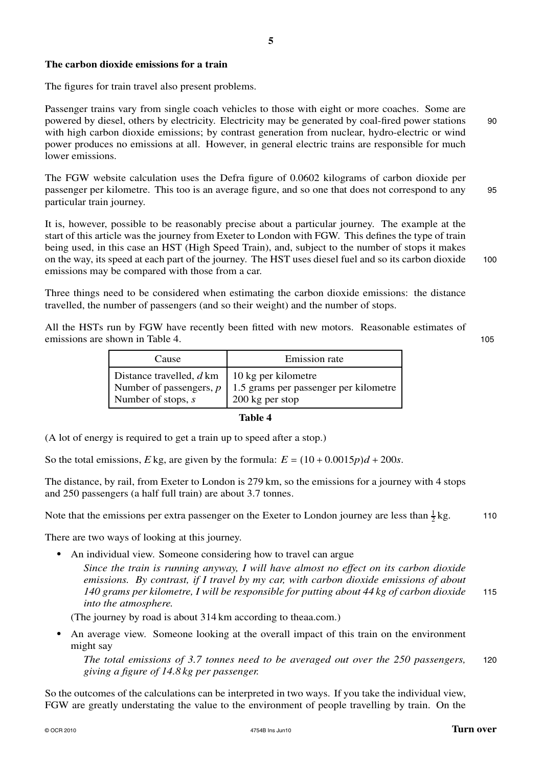### The carbon dioxide emissions for a train

The figures for train travel also present problems.

Passenger trains vary from single coach vehicles to those with eight or more coaches. Some are powered by diesel, others by electricity. Electricity may be generated by coal-fired power stations with high carbon dioxide emissions; by contrast generation from nuclear, hydro-electric or wind power produces no emissions at all. However, in general electric trains are responsible for much lower emissions.

The FGW website calculation uses the Defra figure of 0.0602 kilograms of carbon dioxide per passenger per kilometre. This too is an average figure, and so one that does not correspond to any particular train journey.

It is, however, possible to be reasonably precise about a particular journey. The example at the start of this article was the journey from Exeter to London with FGW. This defines the type of train being used, in this case an HST (High Speed Train), and, subject to the number of stops it makes on the way, its speed at each part of the journey. The HST uses diesel fuel and so its carbon dioxide emissions may be compared with those from a car.

Three things need to be considered when estimating the carbon dioxide emissions: the distance travelled, the number of passengers (and so their weight) and the number of stops.

All the HSTs run by FGW have recently been fitted with new motors. Reasonable estimates of emissions are shown in Table 4.

| Cause | Emission rate |
|---|---|
| Distance travelled, $d$ km | 10 kg per kilometre |
| Number of passengers, $p$ | 1.5 grams per passenger per kilometre |
| Number of stops, $s$ | 200 kg per stop |

**Table 4**

(A lot of energy is required to get a train up to speed after a stop.)

So the total emissions, $E$ kg, are given by the formula: $E = (10 + 0.0015p)d + 200s$.

The distance, by rail, from Exeter to London is 279 km, so the emissions for a journey with 4 stops and 250 passengers (a half full train) are about 3.7 tonnes.

Note that the emissions per extra passenger on the Exeter to London journey are less than $\frac{1}{2}$ kg.

There are two ways of looking at this journey.

- An individual view. Someone considering how to travel can argue

  *Since the train is running anyway, I will have almost no effect on its carbon dioxide emissions. By contrast, if I travel by my car, with carbon dioxide emissions of about 140 grams per kilometre, I will be responsible for putting about 44 kg of carbon dioxide into the atmosphere.*

  (The journey by road is about 314 km according to theaa.com.)

- An average view. Someone looking at the overall impact of this train on the environment might say

  *The total emissions of 3.7 tonnes need to be averaged out over the 250 passengers, giving a figure of 14.8 kg per passenger.*

So the outcomes of the calculations can be interpreted in two ways. If you take the individual view, FGW are greatly understating the value to the environment of people travelling by train. On the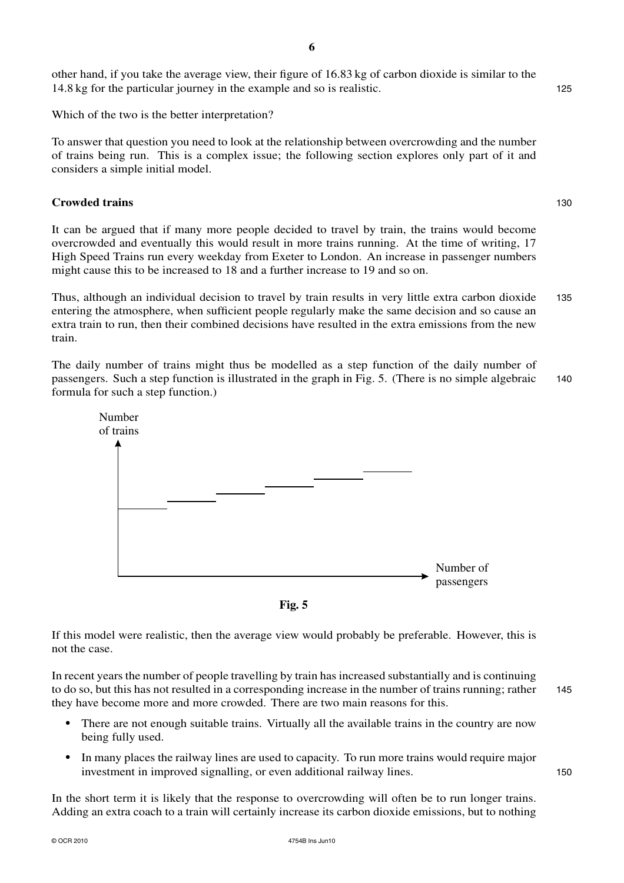other hand, if you take the average view, their figure of 16.83 kg of carbon dioxide is similar to the 14.8 kg for the particular journey in the example and so is realistic.

Which of the two is the better interpretation?

To answer that question you need to look at the relationship between overcrowding and the number of trains being run. This is a complex issue; the following section explores only part of it and considers a simple initial model.

### Crowded trains

It can be argued that if many more people decided to travel by train, the trains would become overcrowded and eventually this would result in more trains running. At the time of writing, 17 High Speed Trains run every weekday from Exeter to London. An increase in passenger numbers might cause this to be increased to 18 and a further increase to 19 and so on.

Thus, although an individual decision to travel by train results in very little extra carbon dioxide entering the atmosphere, when sufficient people regularly make the same decision and so cause an extra train to run, then their combined decisions have resulted in the extra emissions from the new train.

The daily number of trains might thus be modelled as a step function of the daily number of passengers. Such a step function is illustrated in the graph in Fig. 5. (There is no simple algebraic formula for such a step function.)

**Fig. 5**

If this model were realistic, then the average view would probably be preferable. However, this is not the case.

In recent years the number of people travelling by train has increased substantially and is continuing to do so, but this has not resulted in a corresponding increase in the number of trains running; rather they have become more and more crowded. There are two main reasons for this.

- There are not enough suitable trains. Virtually all the available trains in the country are now being fully used.
- In many places the railway lines are used to capacity. To run more trains would require major investment in improved signalling, or even additional railway lines.

In the short term it is likely that the response to overcrowding will often be to run longer trains. Adding an extra coach to a train will certainly increase its carbon dioxide emissions, but to nothing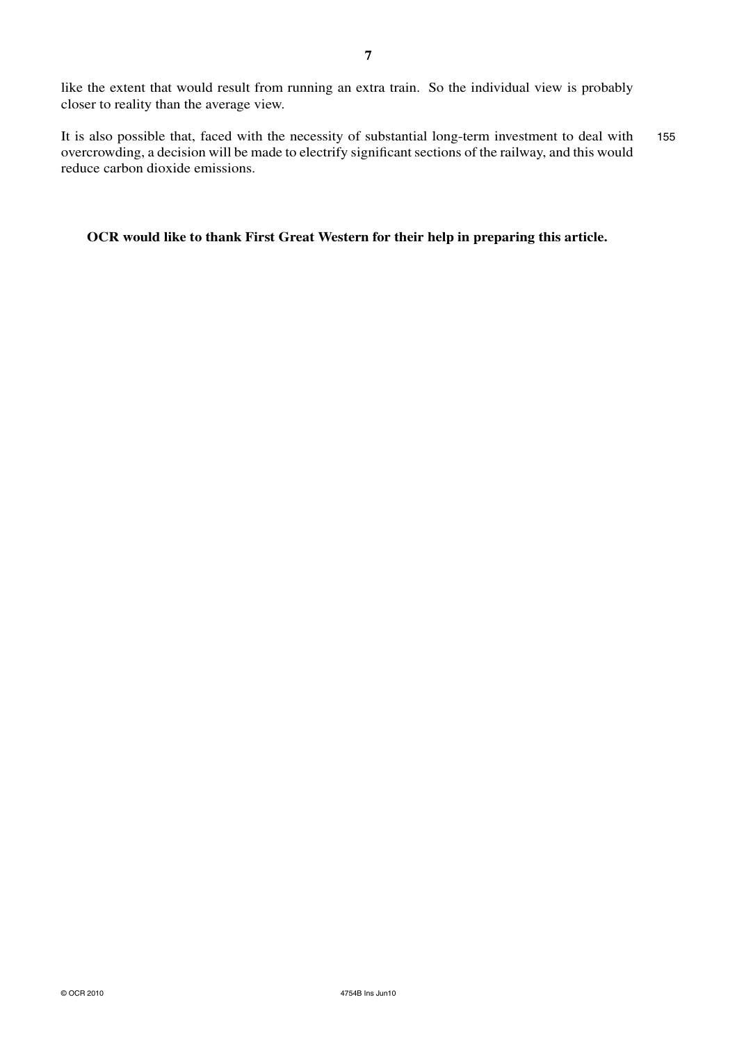like the extent that would result from running an extra train. So the individual view is probably closer to reality than the average view.

It is also possible that, faced with the necessity of substantial long-term investment to deal with overcrowding, a decision will be made to electrify significant sections of the railway, and this would reduce carbon dioxide emissions.

**OCR would like to thank First Great Western for their help in preparing this article.**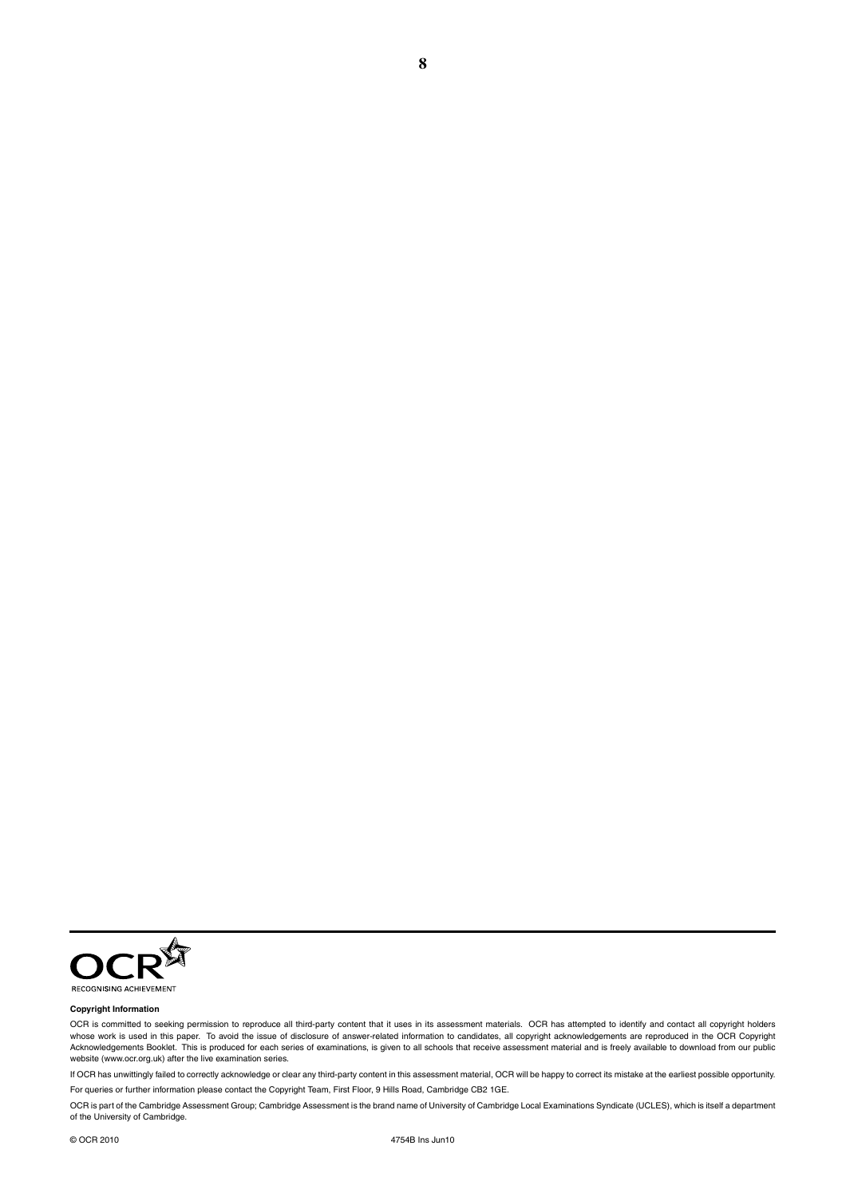RECOGNISING ACHIEVEMENT

**Copyright Information**

OCR is committed to seeking permission to reproduce all third-party content that it uses in its assessment materials. OCR has attempted to identify and contact all copyright holders whose work is used in this paper. To avoid the issue of disclosure of answer-related information to candidates, all copyright acknowledgements are reproduced in the OCR Copyright Acknowledgements Booklet. This is produced for each series of examinations, is given to all schools that receive assessment material and is freely available to download from our public website (www.ocr.org.uk) after the live examination series.

If OCR has unwittingly failed to correctly acknowledge or clear any third-party content in this assessment material, OCR will be happy to correct its mistake at the earliest possible opportunity.

For queries or further information please contact the Copyright Team, First Floor, 9 Hills Road, Cambridge CB2 1GE.

OCR is part of the Cambridge Assessment Group; Cambridge Assessment is the brand name of University of Cambridge Local Examinations Syndicate (UCLES), which is itself a department of the University of Cambridge.

© OCR 2010 4754B Ins Jun10